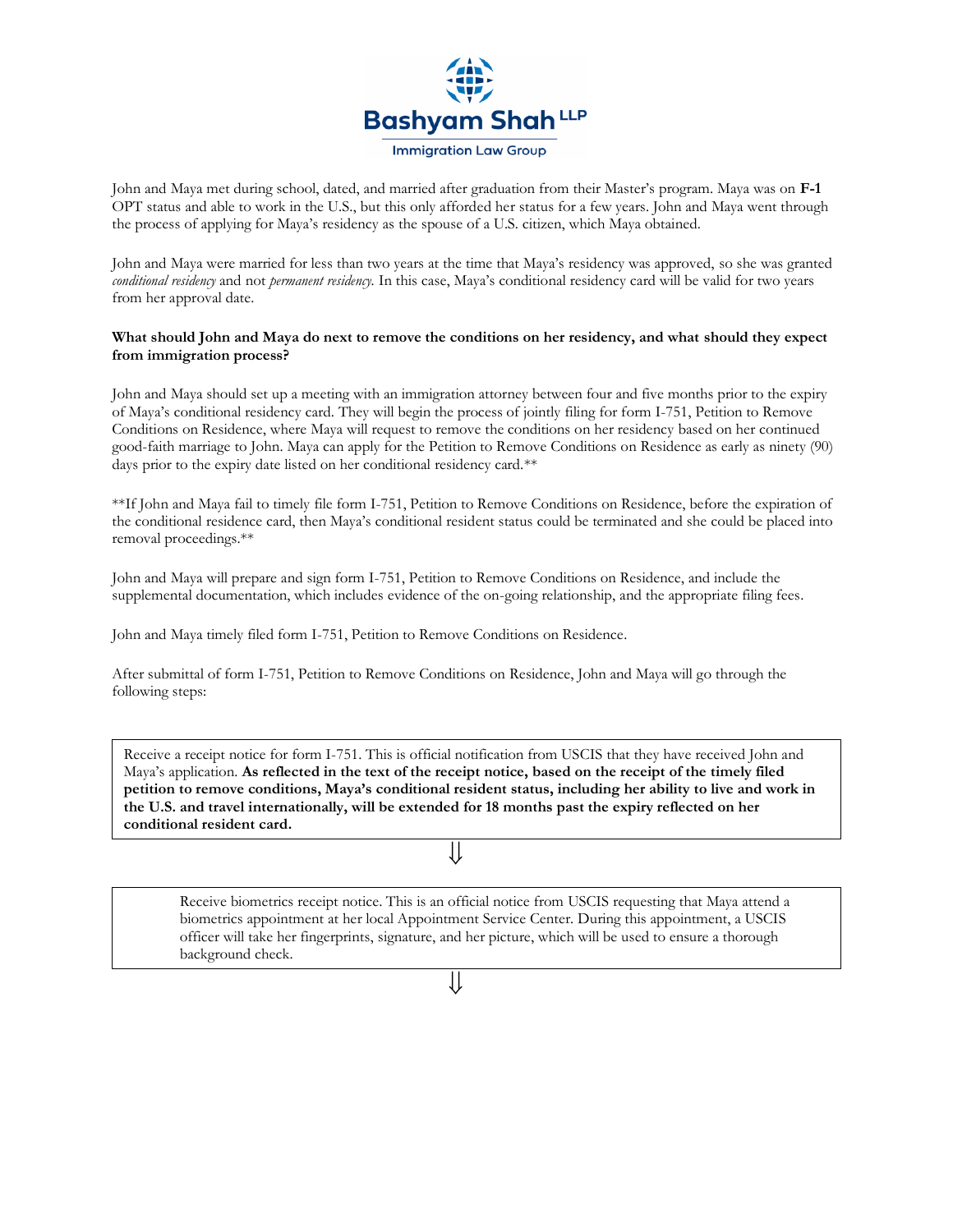Bashyam Shah LLP

Immigration Law Group

John and Maya met during school, dated, and married after graduation from their Master's program. Maya was on **F-1** OPT status and able to work in the U.S., but this only afforded her status for a few years. John and Maya went through the process of applying for Maya's residency as the spouse of a U.S. citizen, which Maya obtained.

John and Maya were married for less than two years at the time that Maya's residency was approved, so she was granted *conditional residency* and not *permanent residency.* In this case, Maya's conditional residency card will be valid for two years from her approval date.

**What should John and Maya do next to remove the conditions on her residency, and what should they expect from immigration process?**

John and Maya should set up a meeting with an immigration attorney between four and five months prior to the expiry of Maya's conditional residency card. They will begin the process of jointly filing for form I-751, Petition to Remove Conditions on Residence, where Maya will request to remove the conditions on her residency based on her continued good-faith marriage to John. Maya can apply for the Petition to Remove Conditions on Residence as early as ninety (90) days prior to the expiry date listed on her conditional residency card.**

**If John and Maya fail to timely file form I-751, Petition to Remove Conditions on Residence, before the expiration of the conditional residence card, then Maya's conditional resident status could be terminated and she could be placed into removal proceedings.**

John and Maya will prepare and sign form I-751, Petition to Remove Conditions on Residence, and include the supplemental documentation, which includes evidence of the on-going relationship, and the appropriate filing fees.

John and Maya timely filed form I-751, Petition to Remove Conditions on Residence.

After submittal of form I-751, Petition to Remove Conditions on Residence, John and Maya will go through the following steps:

Receive a receipt notice for form I-751. This is official notification from USCIS that they have received John and Maya's application. **As reflected in the text of the receipt notice, based on the receipt of the timely filed petition to remove conditions, Maya's conditional resident status, including her ability to live and work in the U.S. and travel internationally, will be extended for 18 months past the expiry reflected on her conditional resident card.**

⇓

Receive biometrics receipt notice. This is an official notice from USCIS requesting that Maya attend a biometrics appointment at her local Appointment Service Center. During this appointment, a USCIS officer will take her fingerprints, signature, and her picture, which will be used to ensure a thorough background check.

⇓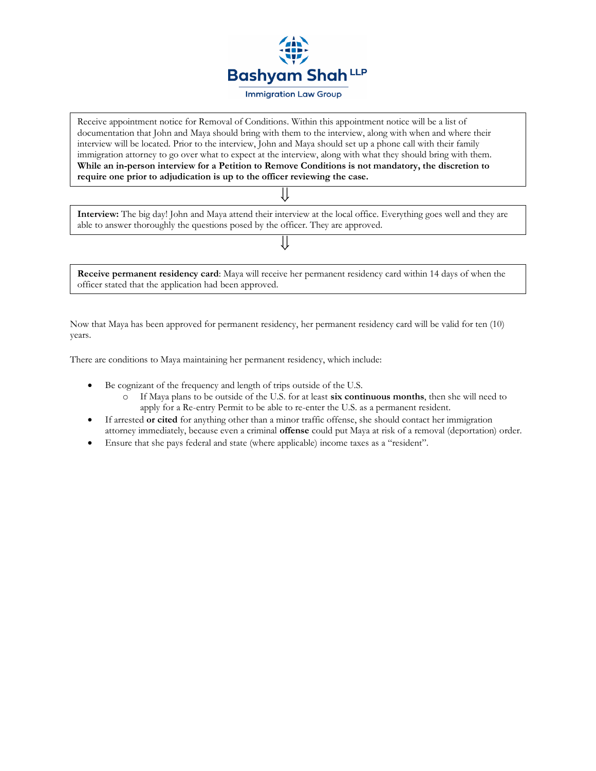Bashyam Shah LLP

Immigration Law Group

Receive appointment notice for Removal of Conditions. Within this appointment notice will be a list of documentation that John and Maya should bring with them to the interview, along with when and where their interview will be located. Prior to the interview, John and Maya should set up a phone call with their family immigration attorney to go over what to expect at the interview, along with what they should bring with them. **While an in-person interview for a Petition to Remove Conditions is not mandatory, the discretion to require one prior to adjudication is up to the officer reviewing the case.**

⇓

**Interview:** The big day! John and Maya attend their interview at the local office. Everything goes well and they are able to answer thoroughly the questions posed by the officer. They are approved.

⇓

**Receive permanent residency card**: Maya will receive her permanent residency card within 14 days of when the officer stated that the application had been approved.

Now that Maya has been approved for permanent residency, her permanent residency card will be valid for ten (10) years.

There are conditions to Maya maintaining her permanent residency, which include:

- Be cognizant of the frequency and length of trips outside of the U.S.
  - If Maya plans to be outside of the U.S. for at least **six continuous months**, then she will need to apply for a Re-entry Permit to be able to re-enter the U.S. as a permanent resident.
- If arrested **or cited** for anything other than a minor traffic offense, she should contact her immigration attorney immediately, because even a criminal **offense** could put Maya at risk of a removal (deportation) order.
- Ensure that she pays federal and state (where applicable) income taxes as a "resident".